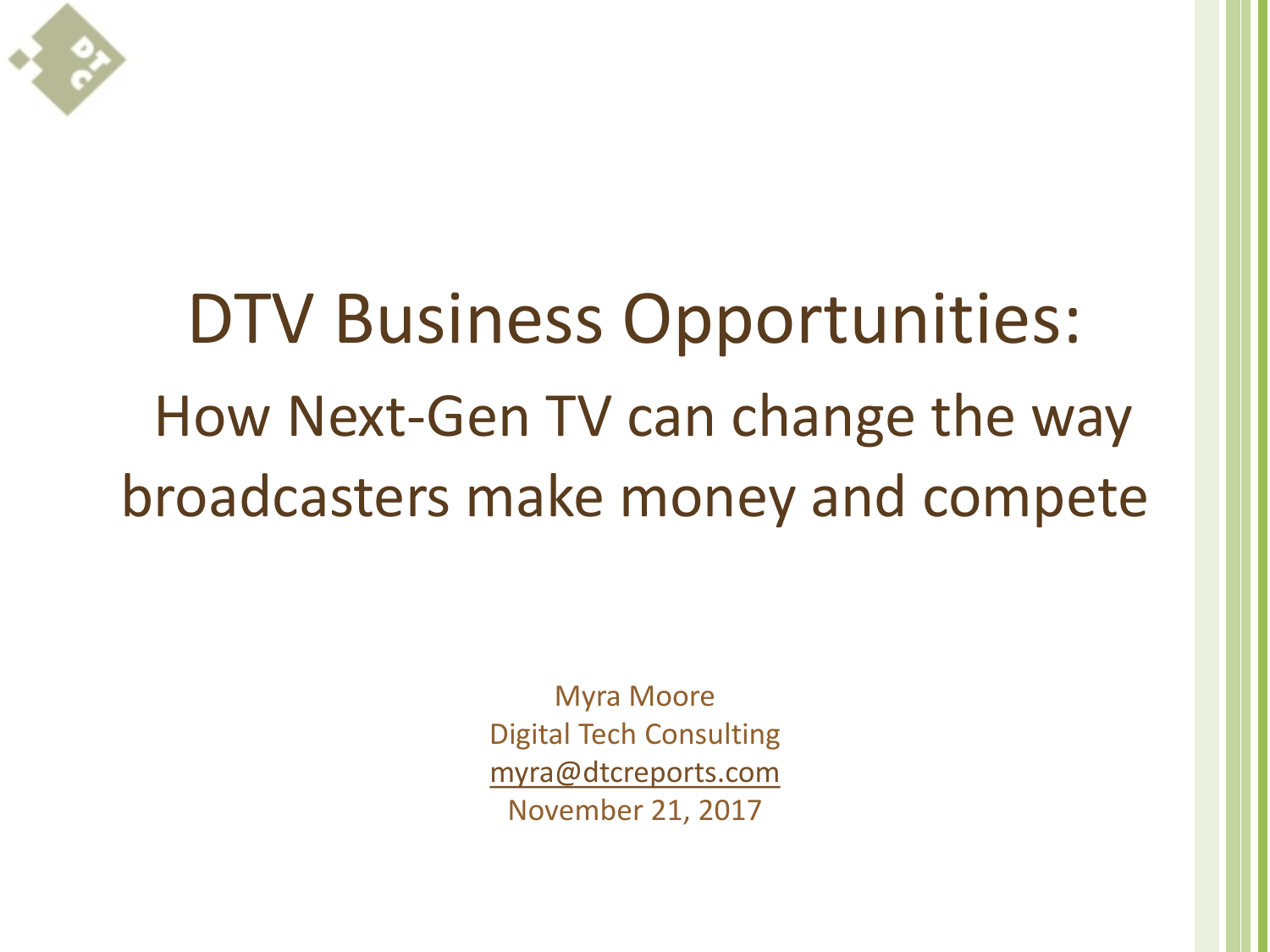# DTV Business Opportunities:

## How Next-Gen TV can change the way broadcasters make money and compete

Myra Moore
Digital Tech Consulting
myra@dtcreports.com
November 21, 2017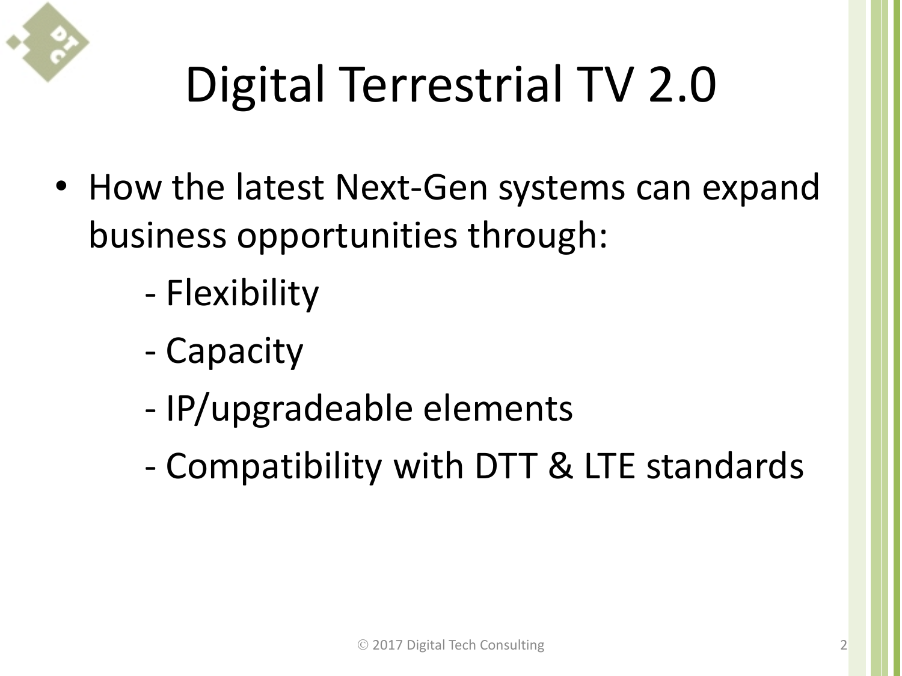# Digital Terrestrial TV 2.0

- How the latest Next-Gen systems can expand business opportunities through:
  - Flexibility
  - Capacity
  - IP/upgradeable elements
  - Compatibility with DTT & LTE standards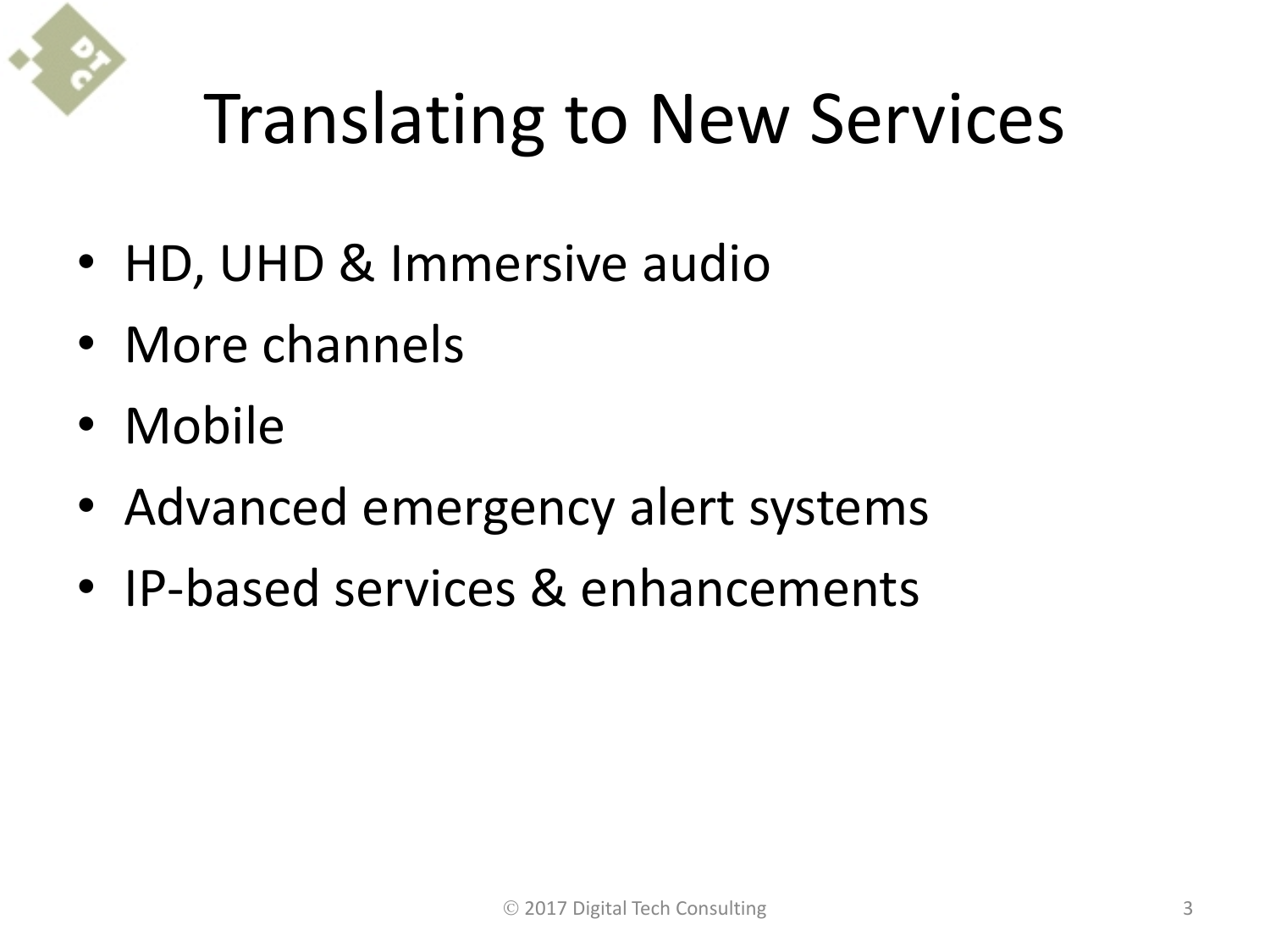# Translating to New Services

- HD, UHD & Immersive audio
- More channels
- Mobile
- Advanced emergency alert systems
- IP-based services & enhancements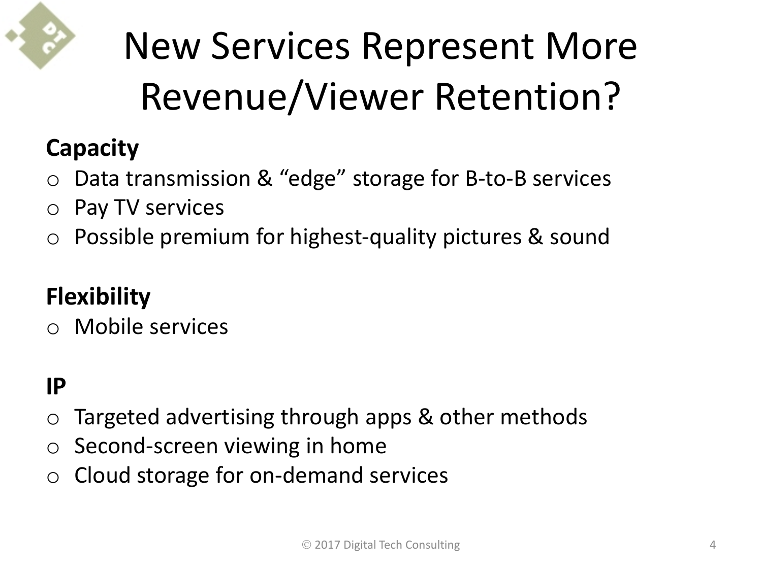# New Services Represent More Revenue/Viewer Retention?

**Capacity**

- Data transmission & "edge" storage for B-to-B services
- Pay TV services
- Possible premium for highest-quality pictures & sound

**Flexibility**

- Mobile services

**IP**

- Targeted advertising through apps & other methods
- Second-screen viewing in home
- Cloud storage for on-demand services

© 2017 Digital Tech Consulting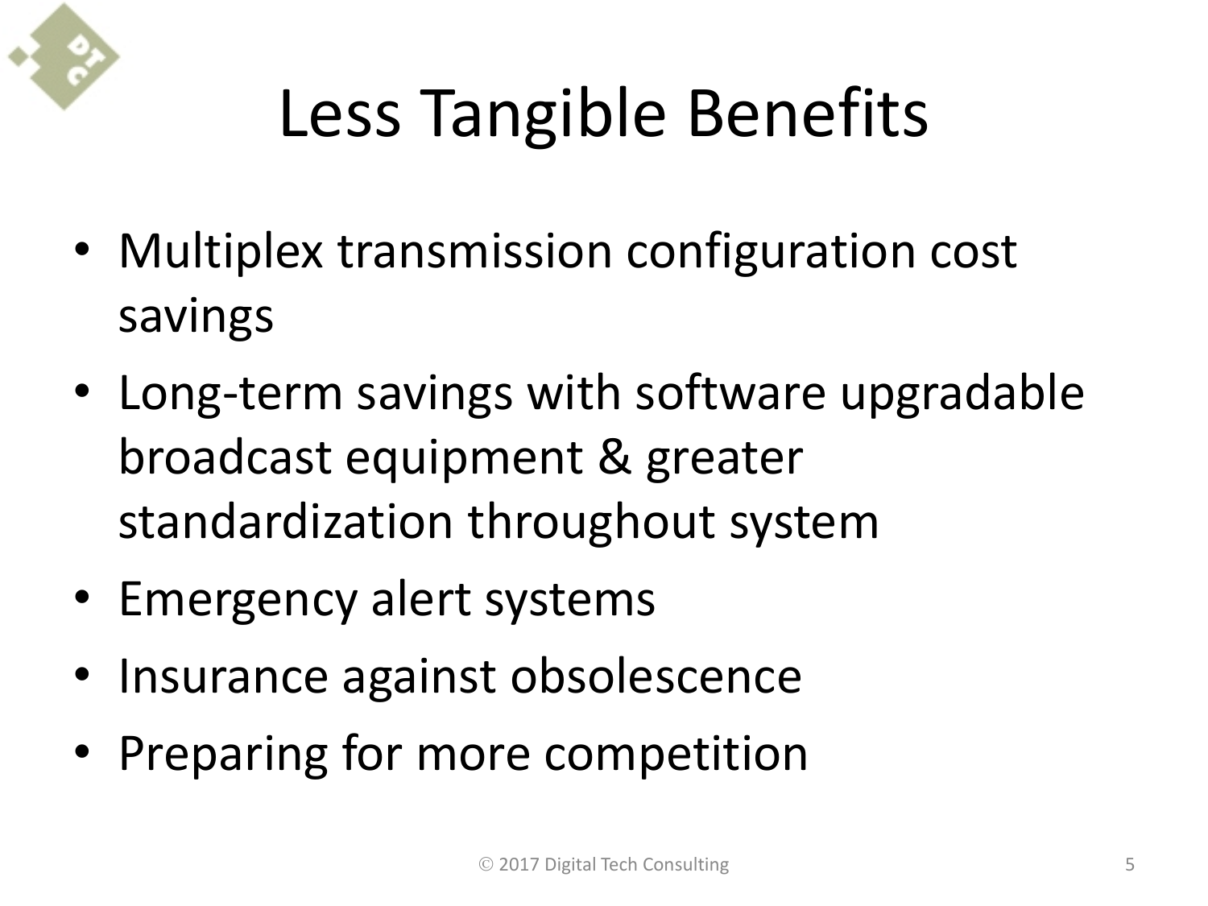# Less Tangible Benefits

- Multiplex transmission configuration cost savings
- Long-term savings with software upgradable broadcast equipment & greater standardization throughout system
- Emergency alert systems
- Insurance against obsolescence
- Preparing for more competition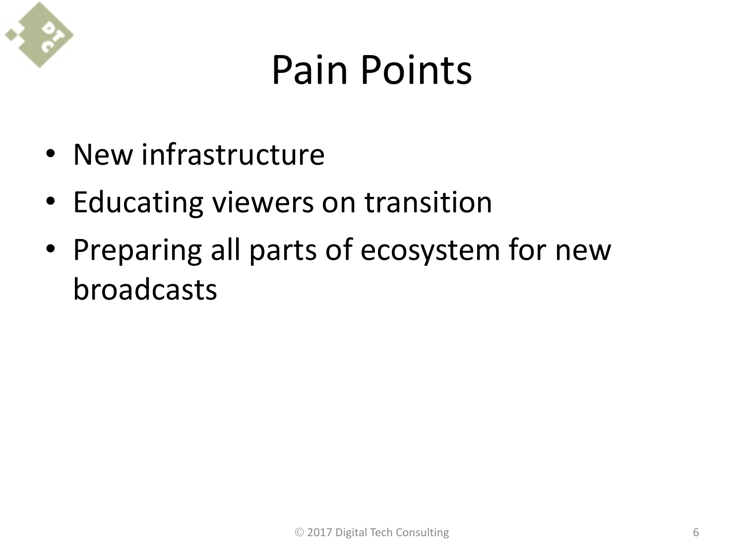# Pain Points

- New infrastructure
- Educating viewers on transition
- Preparing all parts of ecosystem for new broadcasts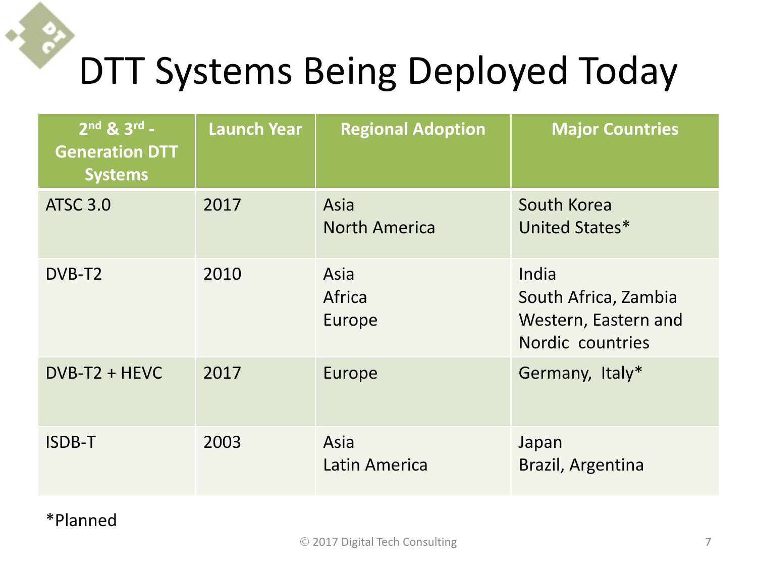# DTT Systems Being Deployed Today

| 2nd & 3rd - Generation DTT Systems | Launch Year | Regional Adoption | Major Countries |
|---|---|---|---|
| ATSC 3.0 | 2017 | Asia<br>North America | South Korea<br>United States* |
| DVB-T2 | 2010 | Asia<br>Africa<br>Europe | India<br>South Africa, Zambia<br>Western, Eastern and Nordic countries |
| DVB-T2 + HEVC | 2017 | Europe | Germany, Italy* |
| ISDB-T | 2003 | Asia<br>Latin America | Japan<br>Brazil, Argentina |

*Planned

© 2017 Digital Tech Consulting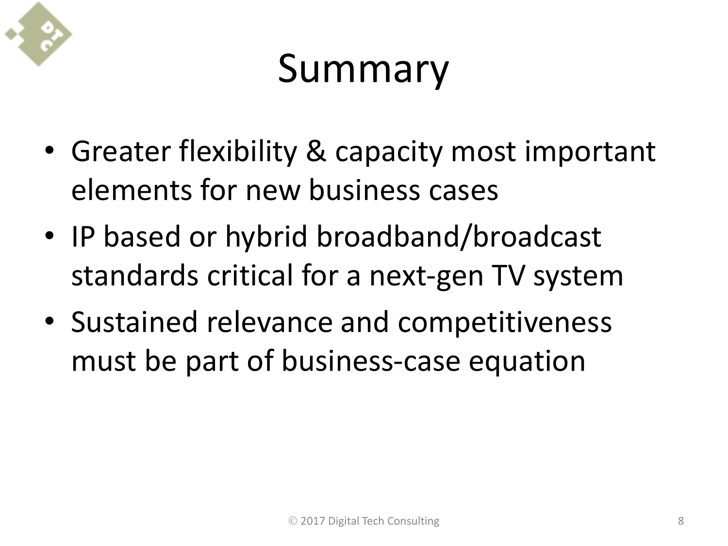# Summary

- Greater flexibility & capacity most important elements for new business cases
- IP based or hybrid broadband/broadcast standards critical for a next-gen TV system
- Sustained relevance and competitiveness must be part of business-case equation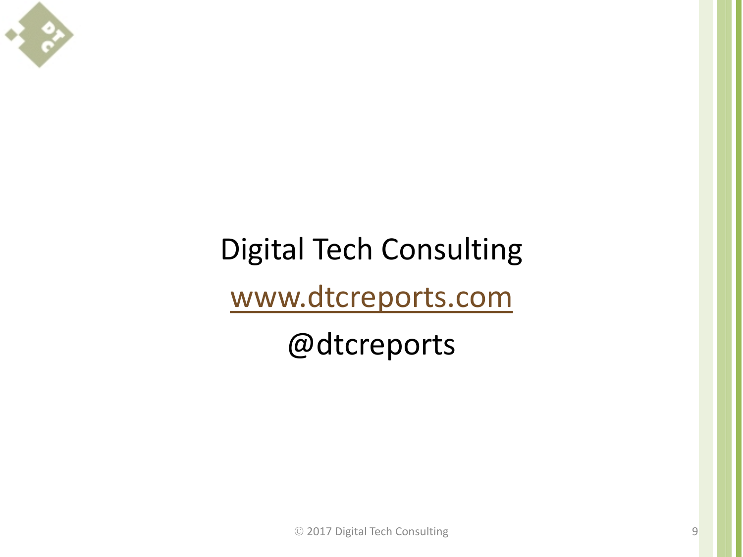Digital Tech Consulting

www.dtcreports.com

@dtcreports